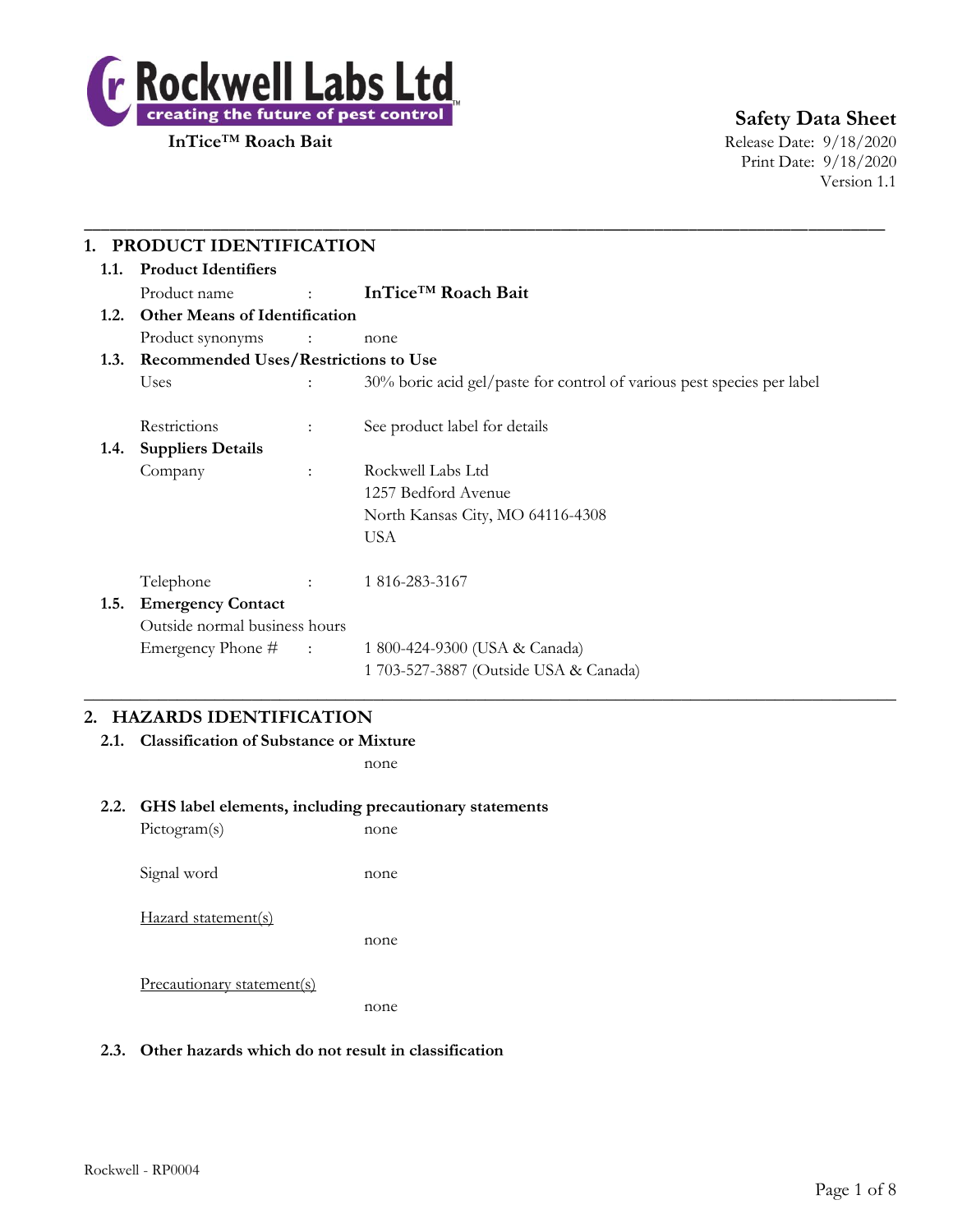**Rockwell Labs Ltd**
creating the future of pest control

**InTice™ Roach Bait**

**Safety Data Sheet**
Release Date: 9/18/2020
Print Date: 9/18/2020
Version 1.1

# 1. PRODUCT IDENTIFICATION

## 1.1. Product Identifiers

Product name : **InTice™ Roach Bait**

## 1.2. Other Means of Identification

Product synonyms : none

## 1.3. Recommended Uses/Restrictions to Use

Uses : 30% boric acid gel/paste for control of various pest species per label

Restrictions : See product label for details

## 1.4. Suppliers Details

Company : Rockwell Labs Ltd
1257 Bedford Avenue
North Kansas City, MO 64116-4308
USA

Telephone : 1 816-283-3167

## 1.5. Emergency Contact

Outside normal business hours

Emergency Phone # : 1 800-424-9300 (USA & Canada)
1 703-527-3887 (Outside USA & Canada)

# 2. HAZARDS IDENTIFICATION

## 2.1. Classification of Substance or Mixture

none

## 2.2. GHS label elements, including precautionary statements

Pictogram(s) none

Signal word none

Hazard statement(s)

none

Precautionary statement(s)

none

## 2.3. Other hazards which do not result in classification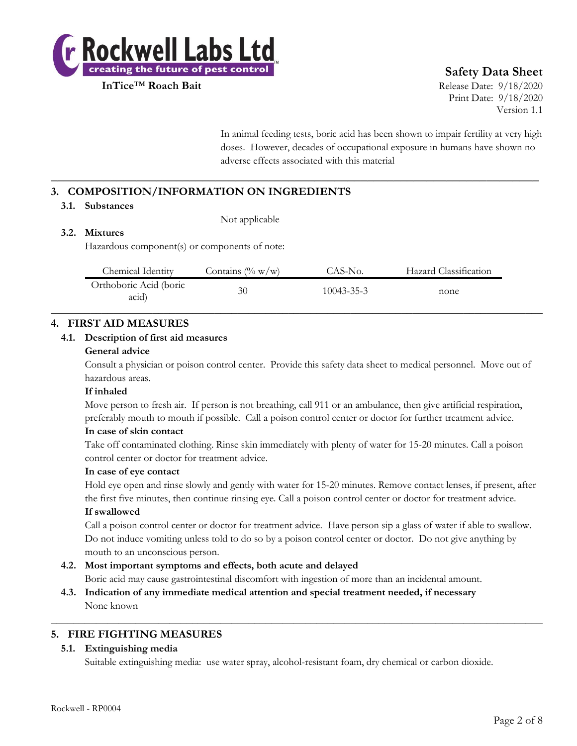In animal feeding tests, boric acid has been shown to impair fertility at very high doses. However, decades of occupational exposure in humans have shown no adverse effects associated with this material

## 3. COMPOSITION/INFORMATION ON INGREDIENTS

### 3.1. Substances

Not applicable

### 3.2. Mixtures

Hazardous component(s) or components of note:

| Chemical Identity | Contains (% w/w) | CAS-No. | Hazard Classification |
|---|---|---|---|
| Orthoboric Acid (boric acid) | 30 | 10043-35-3 | none |

## 4. FIRST AID MEASURES

### 4.1. Description of first aid measures

**General advice**

Consult a physician or poison control center. Provide this safety data sheet to medical personnel. Move out of hazardous areas.

**If inhaled**

Move person to fresh air. If person is not breathing, call 911 or an ambulance, then give artificial respiration, preferably mouth to mouth if possible. Call a poison control center or doctor for further treatment advice.

**In case of skin contact**

Take off contaminated clothing. Rinse skin immediately with plenty of water for 15-20 minutes. Call a poison control center or doctor for treatment advice.

**In case of eye contact**

Hold eye open and rinse slowly and gently with water for 15-20 minutes. Remove contact lenses, if present, after the first five minutes, then continue rinsing eye. Call a poison control center or doctor for treatment advice.

**If swallowed**

Call a poison control center or doctor for treatment advice. Have person sip a glass of water if able to swallow. Do not induce vomiting unless told to do so by a poison control center or doctor. Do not give anything by mouth to an unconscious person.

### 4.2. Most important symptoms and effects, both acute and delayed

Boric acid may cause gastrointestinal discomfort with ingestion of more than an incidental amount.

### 4.3. Indication of any immediate medical attention and special treatment needed, if necessary

None known

## 5. FIRE FIGHTING MEASURES

### 5.1. Extinguishing media

Suitable extinguishing media: use water spray, alcohol-resistant foam, dry chemical or carbon dioxide.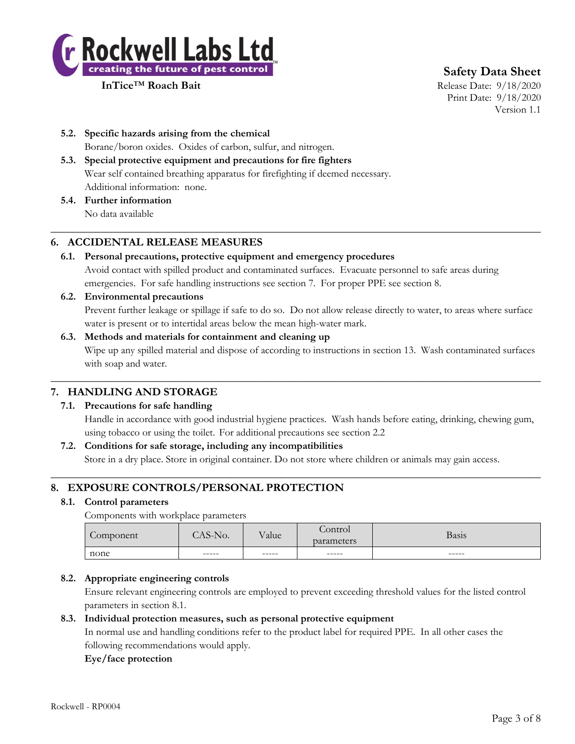### 5.2. Specific hazards arising from the chemical

Borane/boron oxides. Oxides of carbon, sulfur, and nitrogen.

### 5.3. Special protective equipment and precautions for fire fighters

Wear self contained breathing apparatus for firefighting if deemed necessary.

Additional information: none.

### 5.4. Further information

No data available

## 6. ACCIDENTAL RELEASE MEASURES

### 6.1. Personal precautions, protective equipment and emergency procedures

Avoid contact with spilled product and contaminated surfaces. Evacuate personnel to safe areas during emergencies. For safe handling instructions see section 7. For proper PPE see section 8.

### 6.2. Environmental precautions

Prevent further leakage or spillage if safe to do so. Do not allow release directly to water, to areas where surface water is present or to intertidal areas below the mean high-water mark.

### 6.3. Methods and materials for containment and cleaning up

Wipe up any spilled material and dispose of according to instructions in section 13. Wash contaminated surfaces with soap and water.

## 7. HANDLING AND STORAGE

### 7.1. Precautions for safe handling

Handle in accordance with good industrial hygiene practices. Wash hands before eating, drinking, chewing gum, using tobacco or using the toilet. For additional precautions see section 2.2

### 7.2. Conditions for safe storage, including any incompatibilities

Store in a dry place. Store in original container. Do not store where children or animals may gain access.

## 8. EXPOSURE CONTROLS/PERSONAL PROTECTION

### 8.1. Control parameters

Components with workplace parameters

| Component | CAS-No. | Value | Control parameters | Basis |
|---|---|---|---|---|
| none | ----- | ----- | ----- | ----- |

### 8.2. Appropriate engineering controls

Ensure relevant engineering controls are employed to prevent exceeding threshold values for the listed control parameters in section 8.1.

### 8.3. Individual protection measures, such as personal protective equipment

In normal use and handling conditions refer to the product label for required PPE. In all other cases the following recommendations would apply.

**Eye/face protection**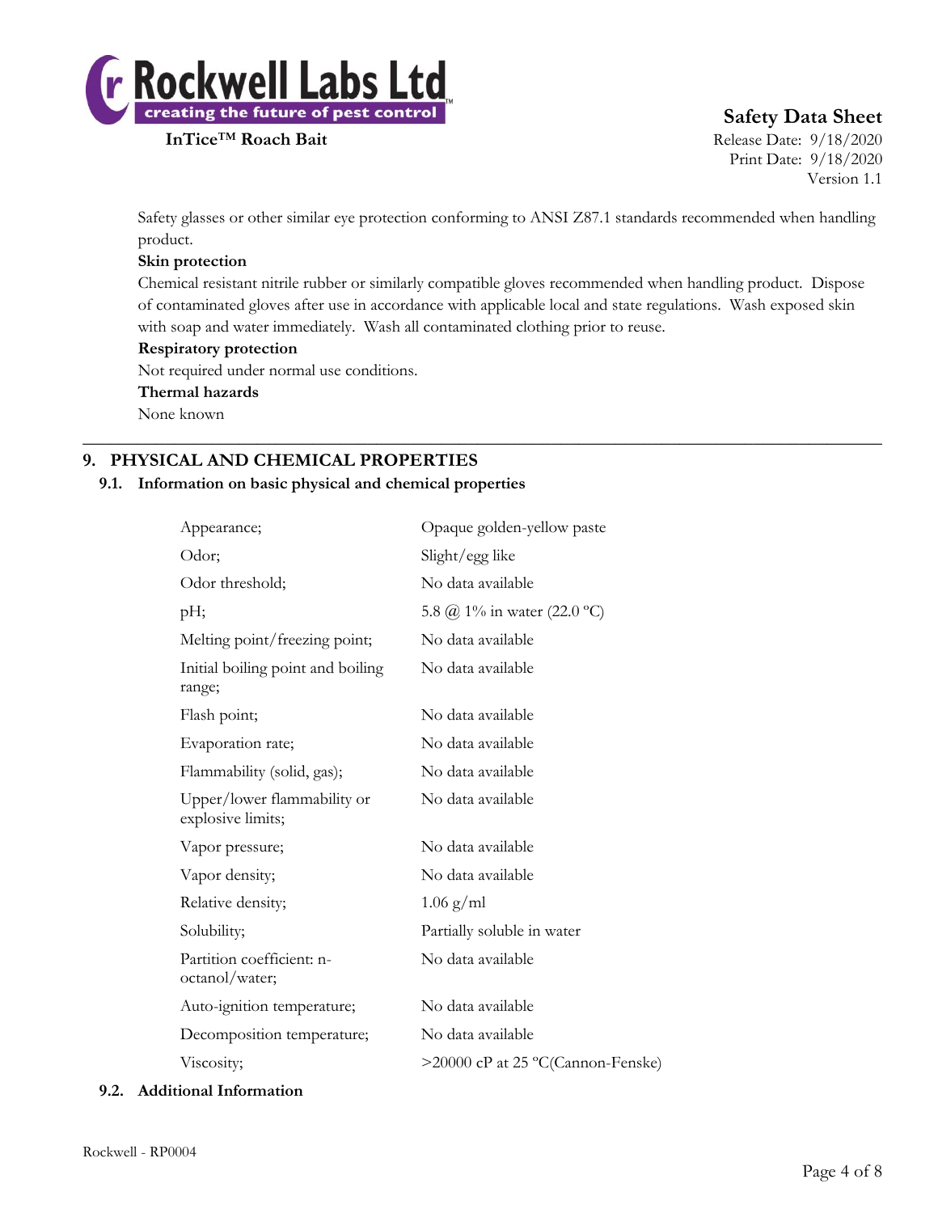Safety glasses or other similar eye protection conforming to ANSI Z87.1 standards recommended when handling product.

**Skin protection**

Chemical resistant nitrile rubber or similarly compatible gloves recommended when handling product. Dispose of contaminated gloves after use in accordance with applicable local and state regulations. Wash exposed skin with soap and water immediately. Wash all contaminated clothing prior to reuse.

**Respiratory protection**

Not required under normal use conditions.

**Thermal hazards**

None known

## 9. PHYSICAL AND CHEMICAL PROPERTIES

### 9.1. Information on basic physical and chemical properties

| | |
|---|---|
| Appearance; | Opaque golden-yellow paste |
| Odor; | Slight/egg like |
| Odor threshold; | No data available |
| pH; | 5.8 @ 1% in water (22.0 ºC) |
| Melting point/freezing point; | No data available |
| Initial boiling point and boiling range; | No data available |
| Flash point; | No data available |
| Evaporation rate; | No data available |
| Flammability (solid, gas); | No data available |
| Upper/lower flammability or explosive limits; | No data available |
| Vapor pressure; | No data available |
| Vapor density; | No data available |
| Relative density; | 1.06 g/ml |
| Solubility; | Partially soluble in water |
| Partition coefficient: n-octanol/water; | No data available |
| Auto-ignition temperature; | No data available |
| Decomposition temperature; | No data available |
| Viscosity; | >20000 cP at 25 ºC(Cannon-Fenske) |

### 9.2. Additional Information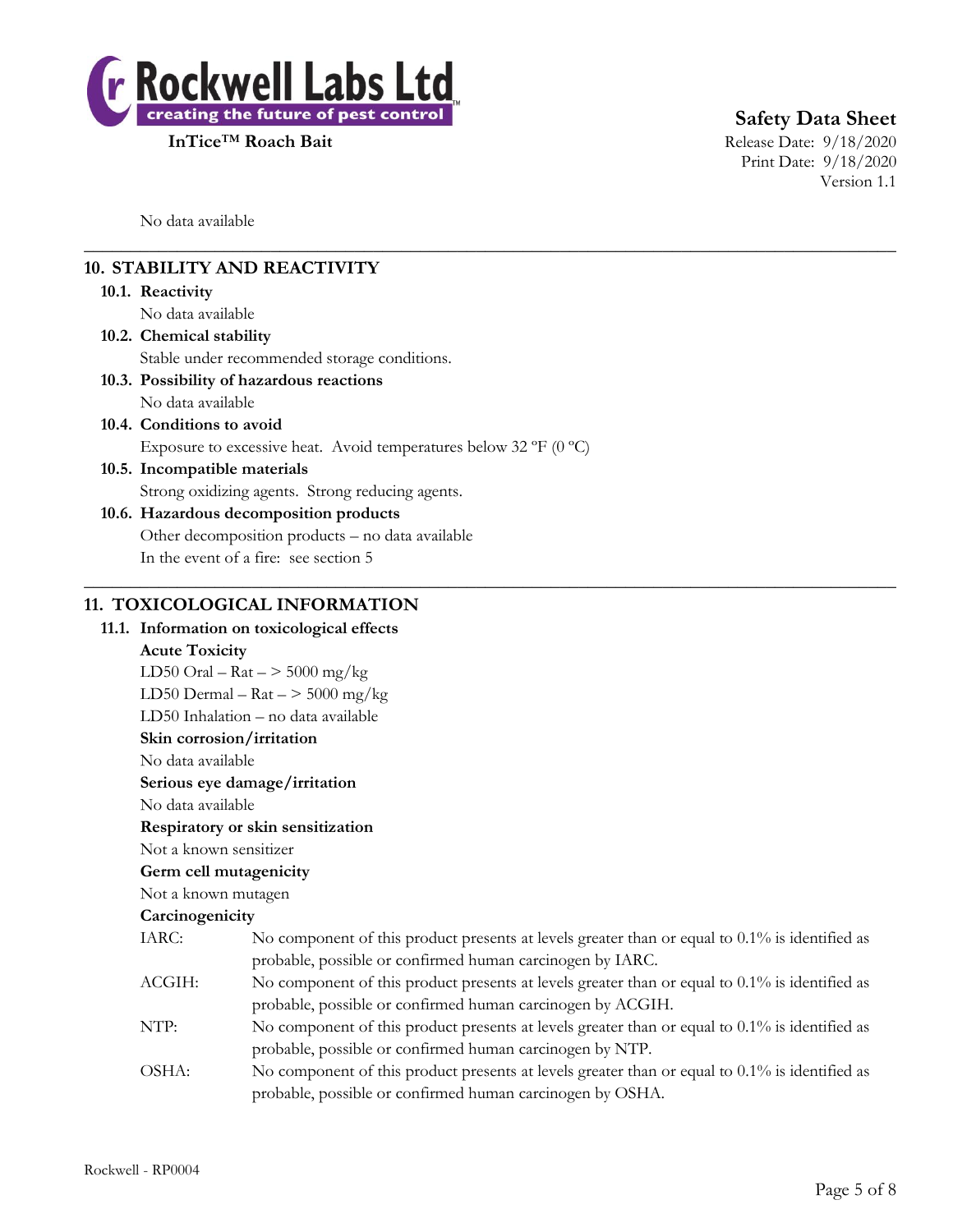No data available

## 10. STABILITY AND REACTIVITY

### 10.1. Reactivity
No data available

### 10.2. Chemical stability
Stable under recommended storage conditions.

### 10.3. Possibility of hazardous reactions
No data available

### 10.4. Conditions to avoid
Exposure to excessive heat. Avoid temperatures below 32 ºF (0 ºC)

### 10.5. Incompatible materials
Strong oxidizing agents. Strong reducing agents.

### 10.6. Hazardous decomposition products
Other decomposition products – no data available

In the event of a fire: see section 5

## 11. TOXICOLOGICAL INFORMATION

### 11.1. Information on toxicological effects

**Acute Toxicity**

LD50 Oral – Rat – > 5000 mg/kg

LD50 Dermal – Rat – > 5000 mg/kg

LD50 Inhalation – no data available

**Skin corrosion/irritation**

No data available

**Serious eye damage/irritation**

No data available

**Respiratory or skin sensitization**

Not a known sensitizer

**Germ cell mutagenicity**

Not a known mutagen

**Carcinogenicity**

IARC: No component of this product presents at levels greater than or equal to 0.1% is identified as probable, possible or confirmed human carcinogen by IARC.

ACGIH: No component of this product presents at levels greater than or equal to 0.1% is identified as probable, possible or confirmed human carcinogen by ACGIH.

NTP: No component of this product presents at levels greater than or equal to 0.1% is identified as probable, possible or confirmed human carcinogen by NTP.

OSHA: No component of this product presents at levels greater than or equal to 0.1% is identified as probable, possible or confirmed human carcinogen by OSHA.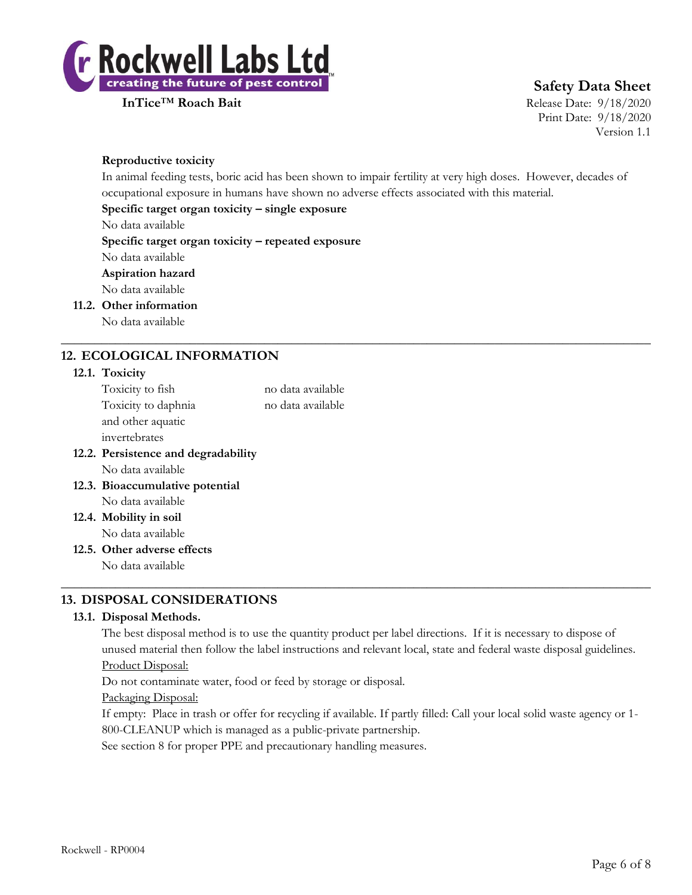**Reproductive toxicity**

In animal feeding tests, boric acid has been shown to impair fertility at very high doses. However, decades of occupational exposure in humans have shown no adverse effects associated with this material.

**Specific target organ toxicity – single exposure**

No data available

**Specific target organ toxicity – repeated exposure**

No data available

**Aspiration hazard**

No data available

### 11.2. Other information

No data available

## 12. ECOLOGICAL INFORMATION

### 12.1. Toxicity

| | |
|---|---|
| Toxicity to fish | no data available |
| Toxicity to daphnia and other aquatic invertebrates | no data available |

### 12.2. Persistence and degradability

No data available

### 12.3. Bioaccumulative potential

No data available

### 12.4. Mobility in soil

No data available

### 12.5. Other adverse effects

No data available

## 13. DISPOSAL CONSIDERATIONS

### 13.1. Disposal Methods.

The best disposal method is to use the quantity product per label directions. If it is necessary to dispose of unused material then follow the label instructions and relevant local, state and federal waste disposal guidelines.

Product Disposal:

Do not contaminate water, food or feed by storage or disposal.

Packaging Disposal:

If empty: Place in trash or offer for recycling if available. If partly filled: Call your local solid waste agency or 1-800-CLEANUP which is managed as a public-private partnership.

See section 8 for proper PPE and precautionary handling measures.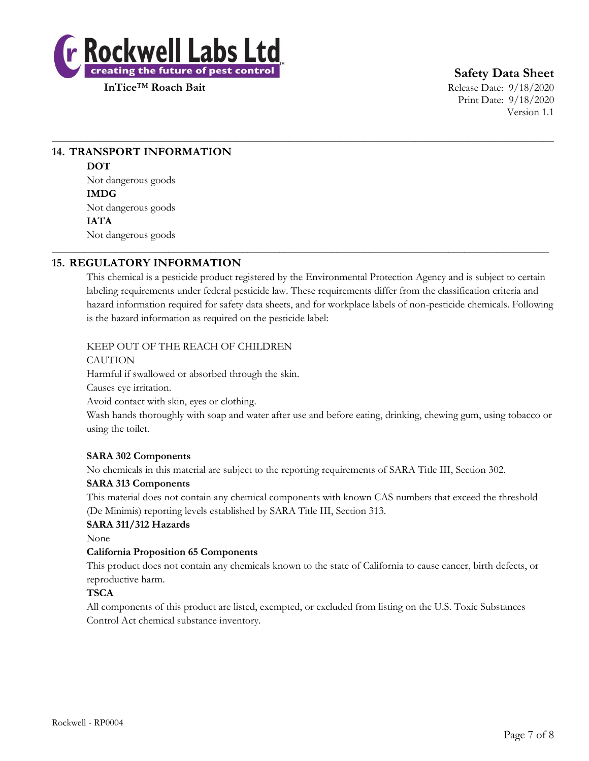## 14. TRANSPORT INFORMATION

**DOT**

Not dangerous goods

**IMDG**

Not dangerous goods

**IATA**

Not dangerous goods

## 15. REGULATORY INFORMATION

This chemical is a pesticide product registered by the Environmental Protection Agency and is subject to certain labeling requirements under federal pesticide law. These requirements differ from the classification criteria and hazard information required for safety data sheets, and for workplace labels of non-pesticide chemicals. Following is the hazard information as required on the pesticide label:

KEEP OUT OF THE REACH OF CHILDREN
CAUTION
Harmful if swallowed or absorbed through the skin.
Causes eye irritation.
Avoid contact with skin, eyes or clothing.
Wash hands thoroughly with soap and water after use and before eating, drinking, chewing gum, using tobacco or using the toilet.

**SARA 302 Components**

No chemicals in this material are subject to the reporting requirements of SARA Title III, Section 302.

**SARA 313 Components**

This material does not contain any chemical components with known CAS numbers that exceed the threshold (De Minimis) reporting levels established by SARA Title III, Section 313.

**SARA 311/312 Hazards**

None

**California Proposition 65 Components**

This product does not contain any chemicals known to the state of California to cause cancer, birth defects, or reproductive harm.

**TSCA**

All components of this product are listed, exempted, or excluded from listing on the U.S. Toxic Substances Control Act chemical substance inventory.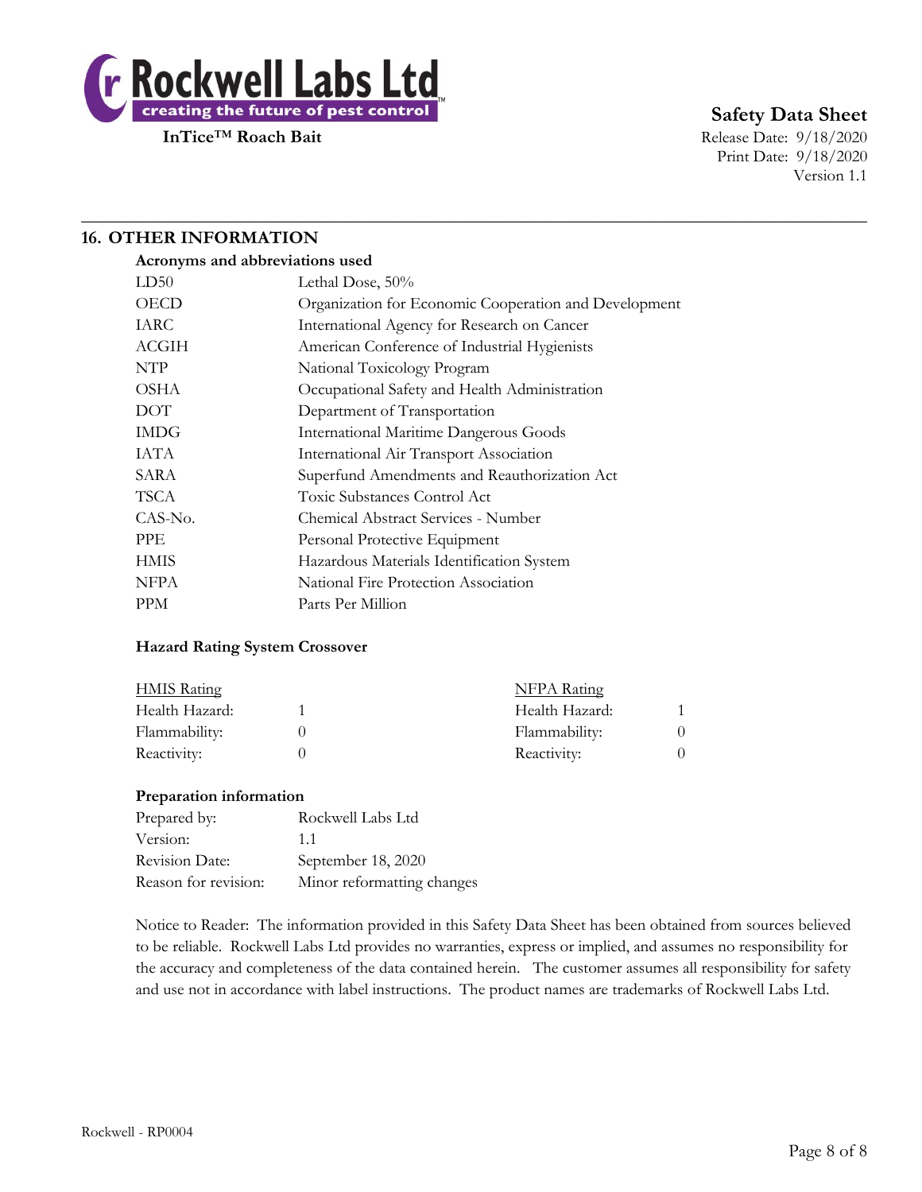## 16. OTHER INFORMATION

**Acronyms and abbreviations used**

| | |
|---|---|
| LD50 | Lethal Dose, 50% |
| OECD | Organization for Economic Cooperation and Development |
| IARC | International Agency for Research on Cancer |
| ACGIH | American Conference of Industrial Hygienists |
| NTP | National Toxicology Program |
| OSHA | Occupational Safety and Health Administration |
| DOT | Department of Transportation |
| IMDG | International Maritime Dangerous Goods |
| IATA | International Air Transport Association |
| SARA | Superfund Amendments and Reauthorization Act |
| TSCA | Toxic Substances Control Act |
| CAS-No. | Chemical Abstract Services - Number |
| PPE | Personal Protective Equipment |
| HMIS | Hazardous Materials Identification System |
| NFPA | National Fire Protection Association |
| PPM | Parts Per Million |

**Hazard Rating System Crossover**

| HMIS Rating | | NFPA Rating | |
|---|---|---|---|
| Health Hazard: | 1 | Health Hazard: | 1 |
| Flammability: | 0 | Flammability: | 0 |
| Reactivity: | 0 | Reactivity: | 0 |

**Preparation information**

| | |
|---|---|
| Prepared by: | Rockwell Labs Ltd |
| Version: | 1.1 |
| Revision Date: | September 18, 2020 |
| Reason for revision: | Minor reformatting changes |

Notice to Reader: The information provided in this Safety Data Sheet has been obtained from sources believed to be reliable. Rockwell Labs Ltd provides no warranties, express or implied, and assumes no responsibility for the accuracy and completeness of the data contained herein. The customer assumes all responsibility for safety and use not in accordance with label instructions. The product names are trademarks of Rockwell Labs Ltd.